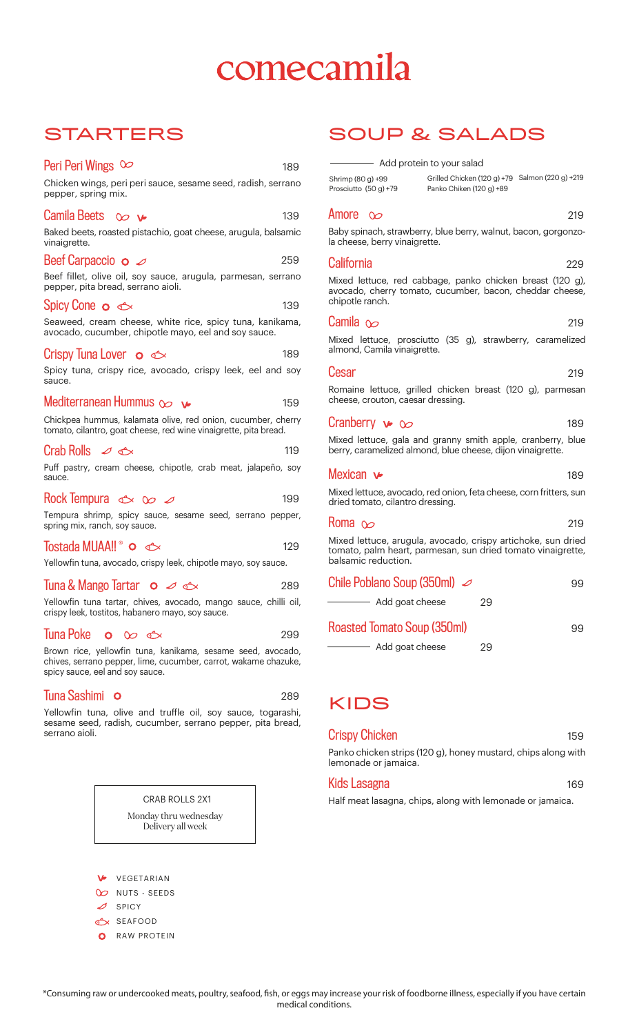# comecamila

## STARTERS

### Peri Peri Wings (Nuts - Seeds) — 189

Chicken wings, peri peri sauce, sesame seed, radish, serrano pepper, spring mix.

### Camila Beets (Nuts - Seeds, Vegetarian) — 139

Baked beets, roasted pistachio, goat cheese, arugula, balsamic vinaigrette.

### Beef Carpaccio (Raw Protein, Spicy) — 259

Beef fillet, olive oil, soy sauce, arugula, parmesan, serrano pepper, pita bread, serrano aioli.

### Spicy Cone (Raw Protein, Seafood) — 139

Seaweed, cream cheese, white rice, spicy tuna, kanikama, avocado, cucumber, chipotle mayo, eel and soy sauce.

### Crispy Tuna Lover (Raw Protein, Seafood) — 189

Spicy tuna, crispy rice, avocado, crispy leek, eel and soy sauce.

### Mediterranean Hummus (Nuts - Seeds, Vegetarian) — 159

Chickpea hummus, kalamata olive, red onion, cucumber, cherry tomato, cilantro, goat cheese, red wine vinaigrette, pita bread.

### Crab Rolls (Spicy, Seafood) — 119

Puff pastry, cream cheese, chipotle, crab meat, jalapeño, soy sauce.

### Rock Tempura (Seafood, Nuts - Seeds, Spicy) — 199

Tempura shrimp, spicy sauce, sesame seed, serrano pepper, spring mix, ranch, soy sauce.

### Tostada MUAA!!® (Raw Protein, Seafood) — 129

Yellowfin tuna, avocado, crispy leek, chipotle mayo, soy sauce.

### Tuna & Mango Tartar (Raw Protein, Spicy, Seafood) — 289

Yellowfin tuna tartar, chives, avocado, mango sauce, chilli oil, crispy leek, tostitos, habanero mayo, soy sauce.

### Tuna Poke (Raw Protein, Nuts - Seeds, Seafood) — 299

Brown rice, yellowfin tuna, kanikama, sesame seed, avocado, chives, serrano pepper, lime, cucumber, carrot, wakame chazuke, spicy sauce, eel and soy sauce.

### Tuna Sashimi (Raw Protein) — 289

Yellowfin tuna, olive and truffle oil, soy sauce, togarashi, sesame seed, radish, cucumber, serrano pepper, pita bread, serrano aioli.

> CRAB ROLLS 2X1
>
> Monday thru wednesday
> Delivery all week

## SOUP & SALADS

Add protein to your salad

- Shrimp (80 g) +99
- Prosciutto (50 g) +79
- Grilled Chicken (120 g) +79
- Panko Chiken (120 g) +89
- Salmon (220 g) +219

### Amore (Nuts - Seeds) — 219

Baby spinach, strawberry, blue berry, walnut, bacon, gorgonzola cheese, berry vinaigrette.

### California — 229

Mixed lettuce, red cabbage, panko chicken breast (120 g), avocado, cherry tomato, cucumber, bacon, cheddar cheese, chipotle ranch.

### Camila (Nuts - Seeds) — 219

Mixed lettuce, prosciutto (35 g), strawberry, caramelized almond, Camila vinaigrette.

### Cesar — 219

Romaine lettuce, grilled chicken breast (120 g), parmesan cheese, crouton, caesar dressing.

### Cranberry (Vegetarian, Nuts - Seeds) — 189

Mixed lettuce, gala and granny smith apple, cranberry, blue berry, caramelized almond, blue cheese, dijon vinaigrette.

### Mexican (Vegetarian) — 189

Mixed lettuce, avocado, red onion, feta cheese, corn fritters, sun dried tomato, cilantro dressing.

### Roma (Nuts - Seeds) — 219

Mixed lettuce, arugula, avocado, crispy artichoke, sun dried tomato, palm heart, parmesan, sun dried tomato vinaigrette, balsamic reduction.

### Chile Poblano Soup (350ml) (Spicy) — 99

Add goat cheese — 29

### Roasted Tomato Soup (350ml) — 99

Add goat cheese — 29

## KIDS

### Crispy Chicken — 159

Panko chicken strips (120 g), honey mustard, chips along with lemonade or jamaica.

### Kids Lasagna — 169

Half meat lasagna, chips, along with lemonade or jamaica.

---

- VEGETARIAN
- NUTS - SEEDS
- SPICY
- SEAFOOD
- RAW PROTEIN

*Consuming raw or undercooked meats, poultry, seafood, fish, or eggs may increase your risk of foodborne illness, especially if you have certain medical conditions.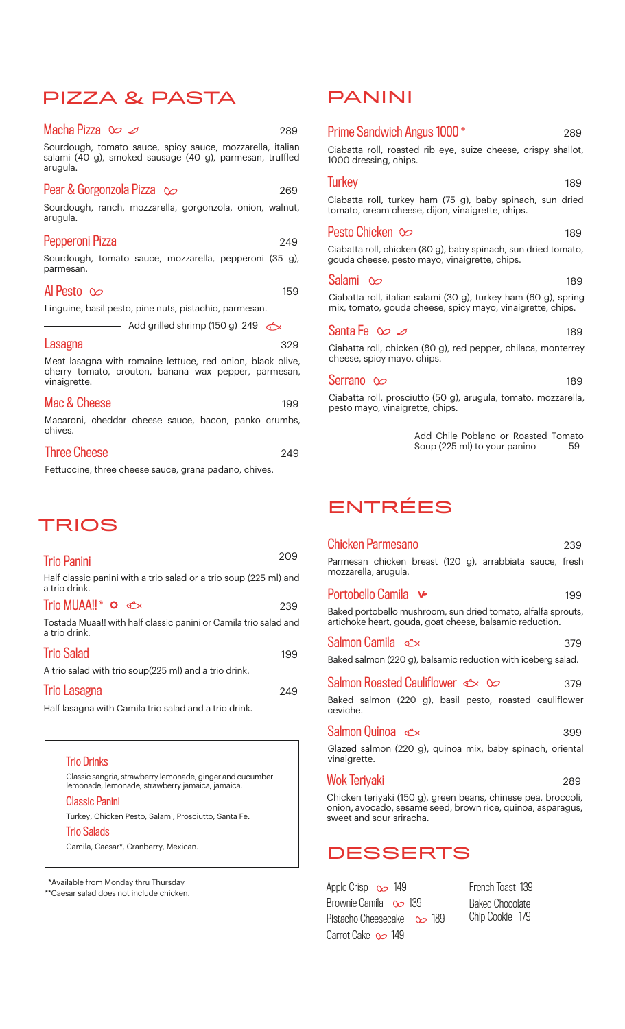## PIZZA & PASTA

### Macha Pizza — 289

Sourdough, tomato sauce, spicy sauce, mozzarella, italian salami (40 g), smoked sausage (40 g), parmesan, truffled arugula.

### Pear & Gorgonzola Pizza — 269

Sourdough, ranch, mozzarella, gorgonzola, onion, walnut, arugula.

### Pepperoni Pizza — 249

Sourdough, tomato sauce, mozzarella, pepperoni (35 g), parmesan.

### Al Pesto — 159

Linguine, basil pesto, pine nuts, pistachio, parmesan.

Add grilled shrimp (150 g) 249

### Lasagna — 329

Meat lasagna with romaine lettuce, red onion, black olive, cherry tomato, crouton, banana wax pepper, parmesan, vinaigrette.

### Mac & Cheese — 199

Macaroni, cheddar cheese sauce, bacon, panko crumbs, chives.

### Three Cheese — 249

Fettuccine, three cheese sauce, grana padano, chives.

## TRIOS

### Trio Panini — 209

Half classic panini with a trio salad or a trio soup (225 ml) and a trio drink.

### Trio MUAA!!® — 239

Tostada Muaa!! with half classic panini or Camila trio salad and a trio drink.

### Trio Salad — 199

A trio salad with trio soup(225 ml) and a trio drink.

### Trio Lasagna — 249

Half lasagna with Camila trio salad and a trio drink.

#### Trio Drinks

Classic sangria, strawberry lemonade, ginger and cucumber lemonade, lemonade, strawberry jamaica, jamaica.

#### Classic Panini

Turkey, Chicken Pesto, Salami, Prosciutto, Santa Fe.

#### Trio Salads

Camila, Caesar*, Cranberry, Mexican.

*Available from Monday thru Thursday
**Caesar salad does not include chicken.

## PANINI

### Prime Sandwich Angus 1000® — 289

Ciabatta roll, roasted rib eye, suize cheese, crispy shallot, 1000 dressing, chips.

### Turkey — 189

Ciabatta roll, turkey ham (75 g), baby spinach, sun dried tomato, cream cheese, dijon, vinaigrette, chips.

### Pesto Chicken — 189

Ciabatta roll, chicken (80 g), baby spinach, sun dried tomato, gouda cheese, pesto mayo, vinaigrette, chips.

### Salami — 189

Ciabatta roll, italian salami (30 g), turkey ham (60 g), spring mix, tomato, gouda cheese, spicy mayo, vinaigrette, chips.

### Santa Fe — 189

Ciabatta roll, chicken (80 g), red pepper, chilaca, monterrey cheese, spicy mayo, chips.

### Serrano — 189

Ciabatta roll, prosciutto (50 g), arugula, tomato, mozzarella, pesto mayo, vinaigrette, chips.

Add Chile Poblano or Roasted Tomato Soup (225 ml) to your panino 59

## ENTRÉES

### Chicken Parmesano — 239

Parmesan chicken breast (120 g), arrabbiata sauce, fresh mozzarella, arugula.

### Portobello Camila — 199

Baked portobello mushroom, sun dried tomato, alfalfa sprouts, artichoke heart, gouda, goat cheese, balsamic reduction.

### Salmon Camila — 379

Baked salmon (220 g), balsamic reduction with iceberg salad.

### Salmon Roasted Cauliflower — 379

Baked salmon (220 g), basil pesto, roasted cauliflower ceviche.

### Salmon Quinoa — 399

Glazed salmon (220 g), quinoa mix, baby spinach, oriental vinaigrette.

### Wok Teriyaki — 289

Chicken teriyaki (150 g), green beans, chinese pea, broccoli, onion, avocado, sesame seed, brown rice, quinoa, asparagus, sweet and sour sriracha.

## DESSERTS

- Apple Crisp 149
- Brownie Camila 139
- Pistacho Cheesecake 189
- Carrot Cake 149
- French Toast 139
- Baked Chocolate Chip Cookie 179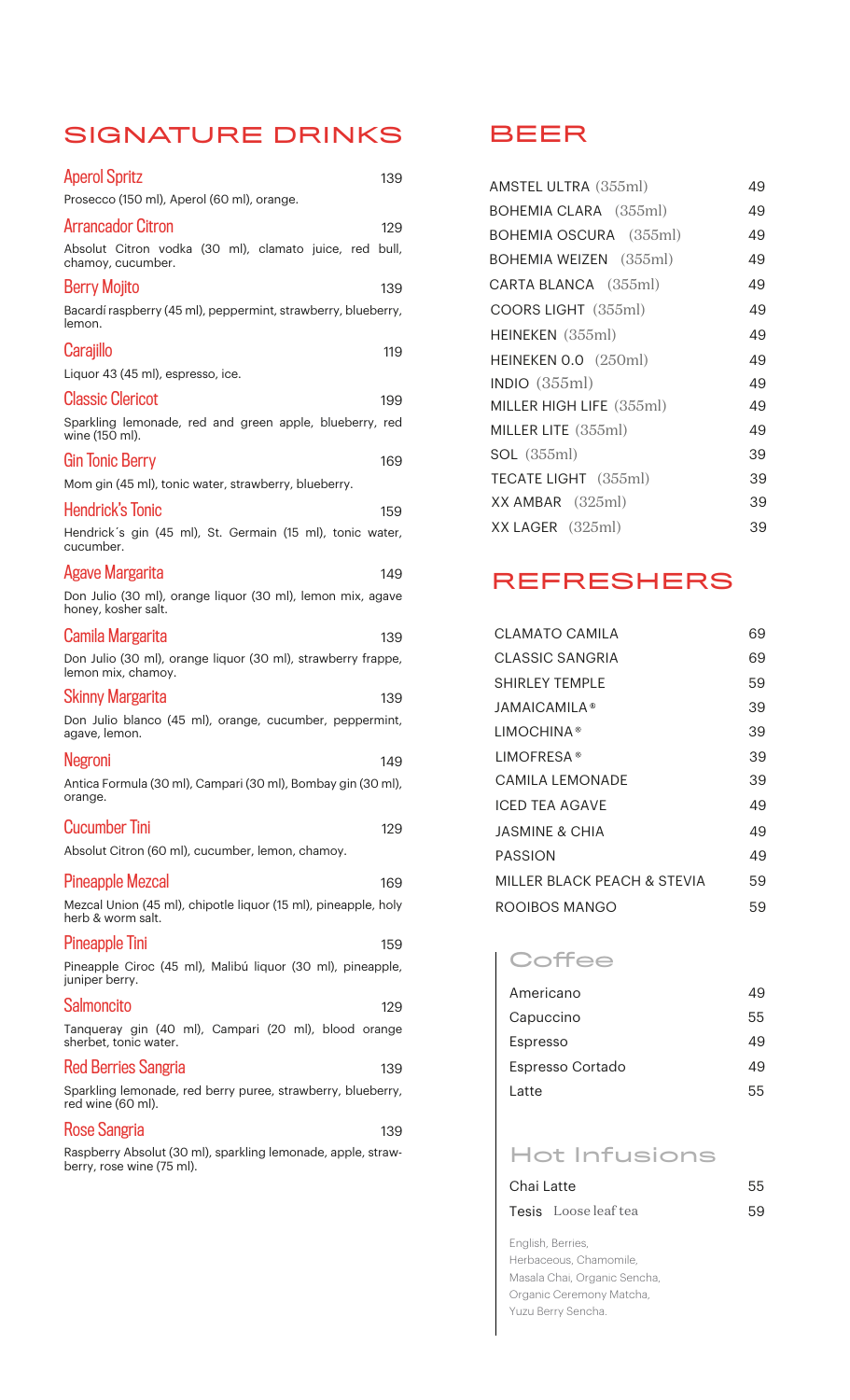## SIGNATURE DRINKS

### Aperol Spritz — 139
Prosecco (150 ml), Aperol (60 ml), orange.

### Arrancador Citron — 129
Absolut Citron vodka (30 ml), clamato juice, red bull, chamoy, cucumber.

### Berry Mojito — 139
Bacardí raspberry (45 ml), peppermint, strawberry, blueberry, lemon.

### Carajillo — 119
Liquor 43 (45 ml), espresso, ice.

### Classic Clericot — 199
Sparkling lemonade, red and green apple, blueberry, red wine (150 ml).

### Gin Tonic Berry — 169
Mom gin (45 ml), tonic water, strawberry, blueberry.

### Hendrick's Tonic — 159
Hendrick´s gin (45 ml), St. Germain (15 ml), tonic water, cucumber.

### Agave Margarita — 149
Don Julio (30 ml), orange liquor (30 ml), lemon mix, agave honey, kosher salt.

### Camila Margarita — 139
Don Julio (30 ml), orange liquor (30 ml), strawberry frappe, lemon mix, chamoy.

### Skinny Margarita — 139
Don Julio blanco (45 ml), orange, cucumber, peppermint, agave, lemon.

### Negroni — 149
Antica Formula (30 ml), Campari (30 ml), Bombay gin (30 ml), orange.

### Cucumber Tini — 129
Absolut Citron (60 ml), cucumber, lemon, chamoy.

### Pineapple Mezcal — 169
Mezcal Union (45 ml), chipotle liquor (15 ml), pineapple, holy herb & worm salt.

### Pineapple Tini — 159
Pineapple Ciroc (45 ml), Malibú liquor (30 ml), pineapple, juniper berry.

### Salmoncito — 129
Tanqueray gin (40 ml), Campari (20 ml), blood orange sherbet, tonic water.

### Red Berries Sangria — 139
Sparkling lemonade, red berry puree, strawberry, blueberry, red wine (60 ml).

### Rose Sangria — 139
Raspberry Absolut (30 ml), sparkling lemonade, apple, strawberry, rose wine (75 ml).

## BEER

| | |
|---|---|
| AMSTEL ULTRA (355ml) | 49 |
| BOHEMIA CLARA (355ml) | 49 |
| BOHEMIA OSCURA (355ml) | 49 |
| BOHEMIA WEIZEN (355ml) | 49 |
| CARTA BLANCA (355ml) | 49 |
| COORS LIGHT (355ml) | 49 |
| HEINEKEN (355ml) | 49 |
| HEINEKEN 0.0 (250ml) | 49 |
| INDIO (355ml) | 49 |
| MILLER HIGH LIFE (355ml) | 49 |
| MILLER LITE (355ml) | 49 |
| SOL (355ml) | 39 |
| TECATE LIGHT (355ml) | 39 |
| XX AMBAR (325ml) | 39 |
| XX LAGER (325ml) | 39 |

## REFRESHERS

| | |
|---|---|
| CLAMATO CAMILA | 69 |
| CLASSIC SANGRIA | 69 |
| SHIRLEY TEMPLE | 59 |
| JAMAICAMILA® | 39 |
| LIMOCHINA® | 39 |
| LIMOFRESA® | 39 |
| CAMILA LEMONADE | 39 |
| ICED TEA AGAVE | 49 |
| JASMINE & CHIA | 49 |
| PASSION | 49 |
| MILLER BLACK PEACH & STEVIA | 59 |
| ROOIBOS MANGO | 59 |

## Coffee

| | |
|---|---|
| Americano | 49 |
| Capuccino | 55 |
| Espresso | 49 |
| Espresso Cortado | 49 |
| Latte | 55 |

## Hot Infusions

| | |
|---|---|
| Chai Latte | 55 |
| Tesis Loose leaf tea | 59 |

English, Berries, Herbaceous, Chamomile, Masala Chai, Organic Sencha, Organic Ceremony Matcha, Yuzu Berry Sencha.